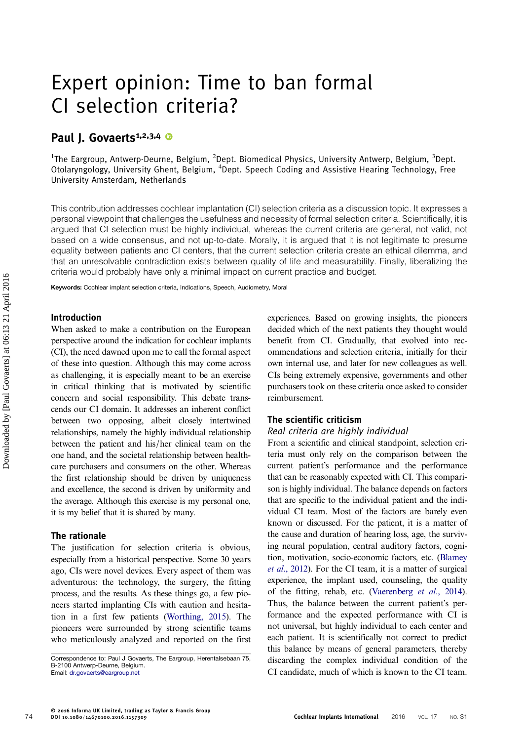# Expert opinion: Time to ban formal CI selection criteria?

## Paul J. Govaerts[1,2,3,4]

[1]The Eargroup, Antwerp-Deurne, Belgium, [2]Dept. Biomedical Physics, University Antwerp, Belgium, [3]Dept. Otolaryngology, University Ghent, Belgium, [4]Dept. Speech Coding and Assistive Hearing Technology, Free University Amsterdam, Netherlands

This contribution addresses cochlear implantation (CI) selection criteria as a discussion topic. It expresses a personal viewpoint that challenges the usefulness and necessity of formal selection criteria. Scientifically, it is argued that CI selection must be highly individual, whereas the current criteria are general, not valid, not based on a wide consensus, and not up-to-date. Morally, it is argued that it is not legitimate to presume equality between patients and CI centers, that the current selection criteria create an ethical dilemma, and that an unresolvable contradiction exists between quality of life and measurability. Finally, liberalizing the criteria would probably have only a minimal impact on current practice and budget.

**Keywords:** Cochlear implant selection criteria, Indications, Speech, Audiometry, Moral

### Introduction

When asked to make a contribution on the European perspective around the indication for cochlear implants (CI), the need dawned upon me to call the formal aspect of these into question. Although this may come across as challenging, it is especially meant to be an exercise in critical thinking that is motivated by scientific concern and social responsibility. This debate transcends our CI domain. It addresses an inherent conflict between two opposing, albeit closely intertwined relationships, namely the highly individual relationship between the patient and his/her clinical team on the one hand, and the societal relationship between healthcare purchasers and consumers on the other. Whereas the first relationship should be driven by uniqueness and excellence, the second is driven by uniformity and the average. Although this exercise is my personal one, it is my belief that it is shared by many.

### The rationale

The justification for selection criteria is obvious, especially from a historical perspective. Some 30 years ago, CIs were novel devices. Every aspect of them was adventurous: the technology, the surgery, the fitting process, and the results. As these things go, a few pioneers started implanting CIs with caution and hesitation in a first few patients (Worthing, 2015). The pioneers were surrounded by strong scientific teams who meticulously analyzed and reported on the first experiences. Based on growing insights, the pioneers decided which of the next patients they thought would benefit from CI. Gradually, that evolved into recommendations and selection criteria, initially for their own internal use, and later for new colleagues as well. CIs being extremely expensive, governments and other purchasers took on these criteria once asked to consider reimbursement.

### The scientific criticism

*Real criteria are highly individual*

From a scientific and clinical standpoint, selection criteria must only rely on the comparison between the current patient's performance and the performance that can be reasonably expected with CI. This comparison is highly individual. The balance depends on factors that are specific to the individual patient and the individual CI team. Most of the factors are barely even known or discussed. For the patient, it is a matter of the cause and duration of hearing loss, age, the surviving neural population, central auditory factors, cognition, motivation, socio-economic factors, etc. (Blamey *et al.*, 2012). For the CI team, it is a matter of surgical experience, the implant used, counseling, the quality of the fitting, rehab, etc. (Vaerenberg *et al.*, 2014). Thus, the balance between the current patient's performance and the expected performance with CI is not universal, but highly individual to each center and each patient. It is scientifically not correct to predict this balance by means of general parameters, thereby discarding the complex individual condition of the CI candidate, much of which is known to the CI team.

Correspondence to: Paul J Govaerts, The Eargroup, Herentalsebaan 75, B-2100 Antwerp-Deurne, Belgium. Email: dr.govaerts@eargroup.net

© 2016 Informa UK Limited, trading as Taylor & Francis Group
DOI 10.1080/14670100.2016.1157309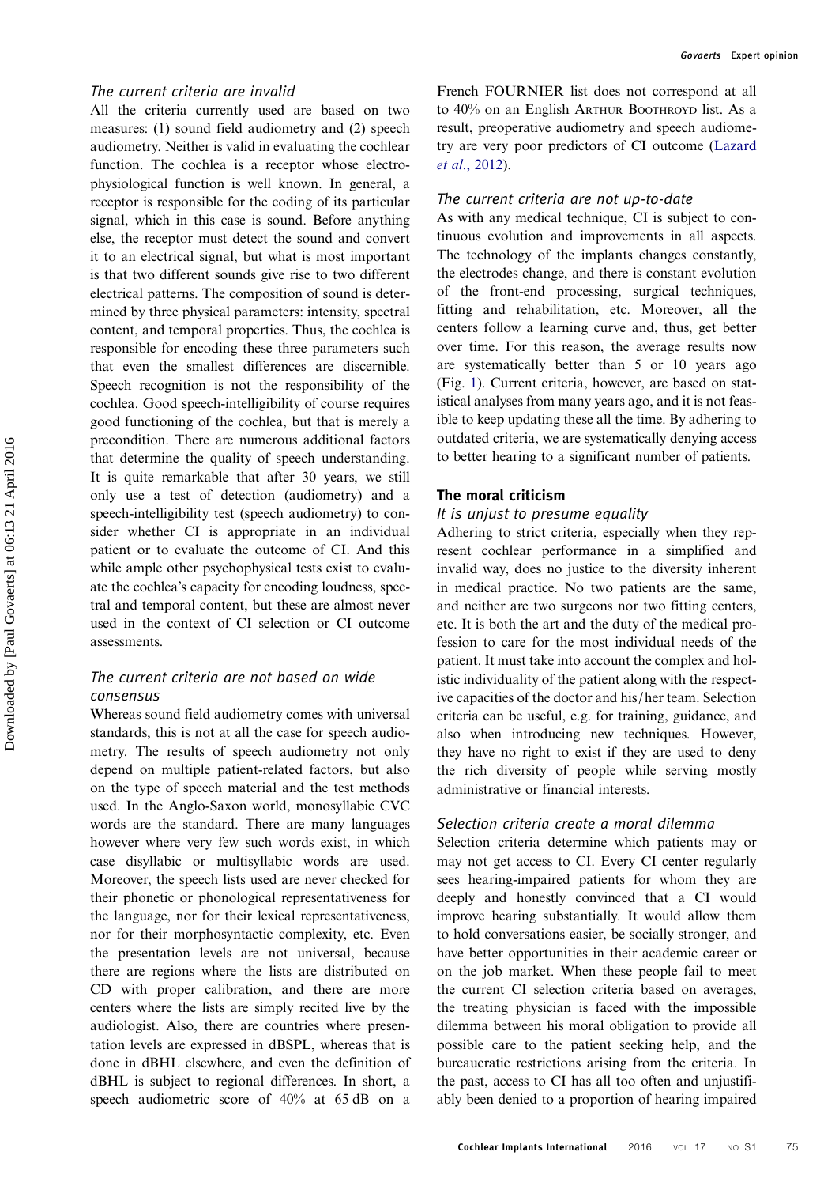### The current criteria are invalid

All the criteria currently used are based on two measures: (1) sound field audiometry and (2) speech audiometry. Neither is valid in evaluating the cochlear function. The cochlea is a receptor whose electrophysiological function is well known. In general, a receptor is responsible for the coding of its particular signal, which in this case is sound. Before anything else, the receptor must detect the sound and convert it to an electrical signal, but what is most important is that two different sounds give rise to two different electrical patterns. The composition of sound is determined by three physical parameters: intensity, spectral content, and temporal properties. Thus, the cochlea is responsible for encoding these three parameters such that even the smallest differences are discernible. Speech recognition is not the responsibility of the cochlea. Good speech-intelligibility of course requires good functioning of the cochlea, but that is merely a precondition. There are numerous additional factors that determine the quality of speech understanding. It is quite remarkable that after 30 years, we still only use a test of detection (audiometry) and a speech-intelligibility test (speech audiometry) to consider whether CI is appropriate in an individual patient or to evaluate the outcome of CI. And this while ample other psychophysical tests exist to evaluate the cochlea's capacity for encoding loudness, spectral and temporal content, but these are almost never used in the context of CI selection or CI outcome assessments.

### The current criteria are not based on wide consensus

Whereas sound field audiometry comes with universal standards, this is not at all the case for speech audiometry. The results of speech audiometry not only depend on multiple patient-related factors, but also on the type of speech material and the test methods used. In the Anglo-Saxon world, monosyllabic CVC words are the standard. There are many languages however where very few such words exist, in which case disyllabic or multisyllabic words are used. Moreover, the speech lists used are never checked for their phonetic or phonological representativeness for the language, nor for their lexical representativeness, nor for their morphosyntactic complexity, etc. Even the presentation levels are not universal, because there are regions where the lists are distributed on CD with proper calibration, and there are more centers where the lists are simply recited live by the audiologist. Also, there are countries where presentation levels are expressed in dBSPL, whereas that is done in dBHL elsewhere, and even the definition of dBHL is subject to regional differences. In short, a speech audiometric score of 40% at 65 dB on a French FOURNIER list does not correspond at all to 40% on an English ARTHUR BOOTHROYD list. As a result, preoperative audiometry and speech audiometry are very poor predictors of CI outcome (Lazard *et al.*, 2012).

### The current criteria are not up-to-date

As with any medical technique, CI is subject to continuous evolution and improvements in all aspects. The technology of the implants changes constantly, the electrodes change, and there is constant evolution of the front-end processing, surgical techniques, fitting and rehabilitation, etc. Moreover, all the centers follow a learning curve and, thus, get better over time. For this reason, the average results now are systematically better than 5 or 10 years ago (Fig. 1). Current criteria, however, are based on statistical analyses from many years ago, and it is not feasible to keep updating these all the time. By adhering to outdated criteria, we are systematically denying access to better hearing to a significant number of patients.

## The moral criticism

### It is unjust to presume equality

Adhering to strict criteria, especially when they represent cochlear performance in a simplified and invalid way, does no justice to the diversity inherent in medical practice. No two patients are the same, and neither are two surgeons nor two fitting centers, etc. It is both the art and the duty of the medical profession to care for the most individual needs of the patient. It must take into account the complex and holistic individuality of the patient along with the respective capacities of the doctor and his/her team. Selection criteria can be useful, e.g. for training, guidance, and also when introducing new techniques. However, they have no right to exist if they are used to deny the rich diversity of people while serving mostly administrative or financial interests.

### Selection criteria create a moral dilemma

Selection criteria determine which patients may or may not get access to CI. Every CI center regularly sees hearing-impaired patients for whom they are deeply and honestly convinced that a CI would improve hearing substantially. It would allow them to hold conversations easier, be socially stronger, and have better opportunities in their academic career or on the job market. When these people fail to meet the current CI selection criteria based on averages, the treating physician is faced with the impossible dilemma between his moral obligation to provide all possible care to the patient seeking help, and the bureaucratic restrictions arising from the criteria. In the past, access to CI has all too often and unjustifiably been denied to a proportion of hearing impaired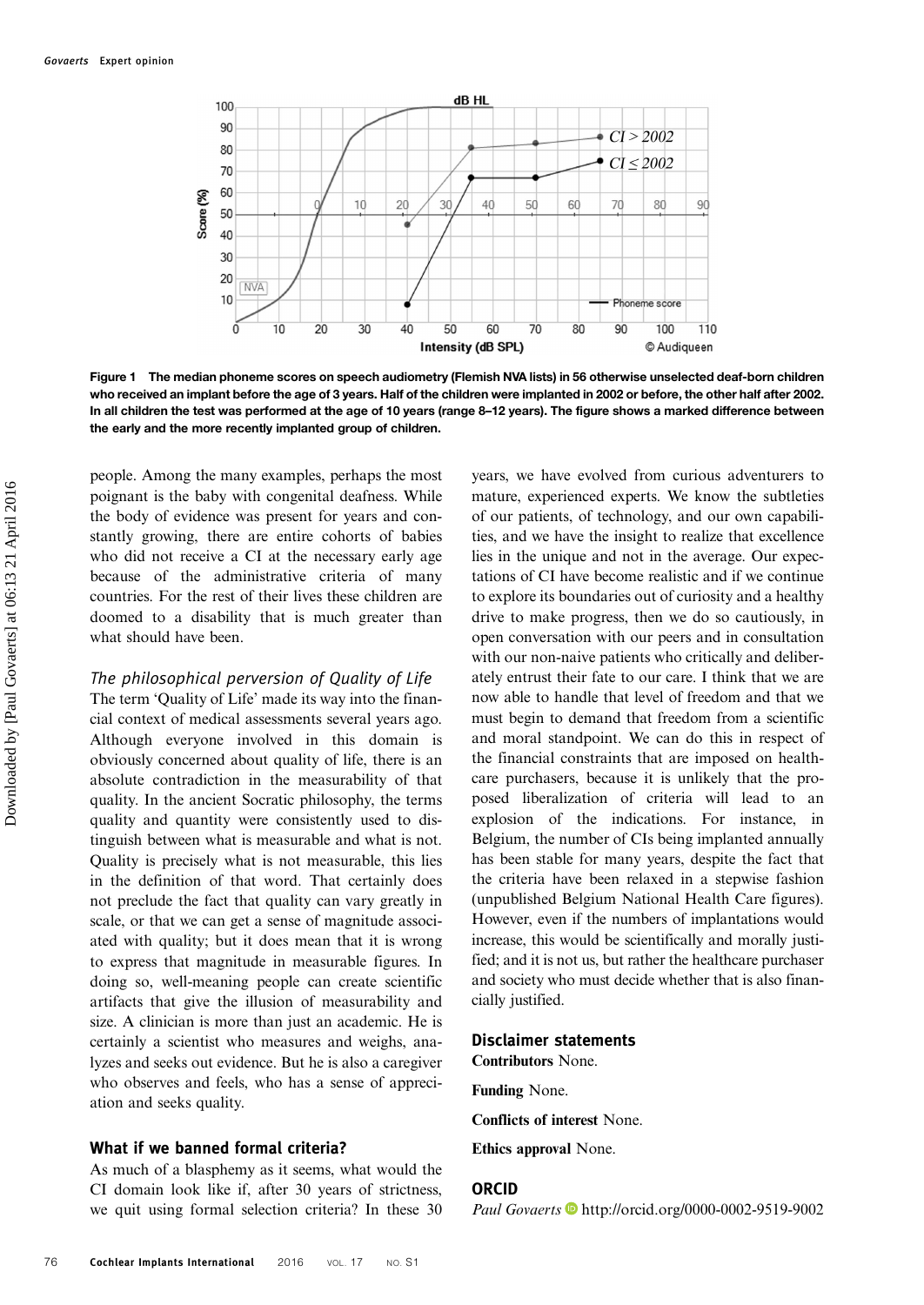dB HL

100
90
80
70
60
50
40
30
20
10
0

Score (%)

0 10 20 30 40 50 60 70 80 90

CI > 2002

CI ≤ 2002

NVA

Phoneme score

0 10 20 30 40 50 60 70 80 90 100 110

Intensity (dB SPL)

© Audiqueen

**Figure 1 The median phoneme scores on speech audiometry (Flemish NVA lists) in 56 otherwise unselected deaf-born children who received an implant before the age of 3 years. Half of the children were implanted in 2002 or before, the other half after 2002. In all children the test was performed at the age of 10 years (range 8–12 years). The figure shows a marked difference between the early and the more recently implanted group of children.**

people. Among the many examples, perhaps the most poignant is the baby with congenital deafness. While the body of evidence was present for years and constantly growing, there are entire cohorts of babies who did not receive a CI at the necessary early age because of the administrative criteria of many countries. For the rest of their lives these children are doomed to a disability that is much greater than what should have been.

### *The philosophical perversion of Quality of Life*

The term 'Quality of Life' made its way into the financial context of medical assessments several years ago. Although everyone involved in this domain is obviously concerned about quality of life, there is an absolute contradiction in the measurability of that quality. In the ancient Socratic philosophy, the terms quality and quantity were consistently used to distinguish between what is measurable and what is not. Quality is precisely what is not measurable, this lies in the definition of that word. That certainly does not preclude the fact that quality can vary greatly in scale, or that we can get a sense of magnitude associated with quality; but it does mean that it is wrong to express that magnitude in measurable figures. In doing so, well-meaning people can create scientific artifacts that give the illusion of measurability and size. A clinician is more than just an academic. He is certainly a scientist who measures and weighs, analyzes and seeks out evidence. But he is also a caregiver who observes and feels, who has a sense of appreciation and seeks quality.

## What if we banned formal criteria?

As much of a blasphemy as it seems, what would the CI domain look like if, after 30 years of strictness, we quit using formal selection criteria? In these 30 years, we have evolved from curious adventurers to mature, experienced experts. We know the subtleties of our patients, of technology, and our own capabilities, and we have the insight to realize that excellence lies in the unique and not in the average. Our expectations of CI have become realistic and if we continue to explore its boundaries out of curiosity and a healthy drive to make progress, then we do so cautiously, in open conversation with our peers and in consultation with our non-naive patients who critically and deliberately entrust their fate to our care. I think that we are now able to handle that level of freedom and that we must begin to demand that freedom from a scientific and moral standpoint. We can do this in respect of the financial constraints that are imposed on healthcare purchasers, because it is unlikely that the proposed liberalization of criteria will lead to an explosion of the indications. For instance, in Belgium, the number of CIs being implanted annually has been stable for many years, despite the fact that the criteria have been relaxed in a stepwise fashion (unpublished Belgium National Health Care figures). However, even if the numbers of implantations would increase, this would be scientifically and morally justified; and it is not us, but rather the healthcare purchaser and society who must decide whether that is also financially justified.

## Disclaimer statements

**Contributors** None.

**Funding** None.

**Conflicts of interest** None.

**Ethics approval** None.

## ORCID

*Paul Govaerts* http://orcid.org/0000-0002-9519-9002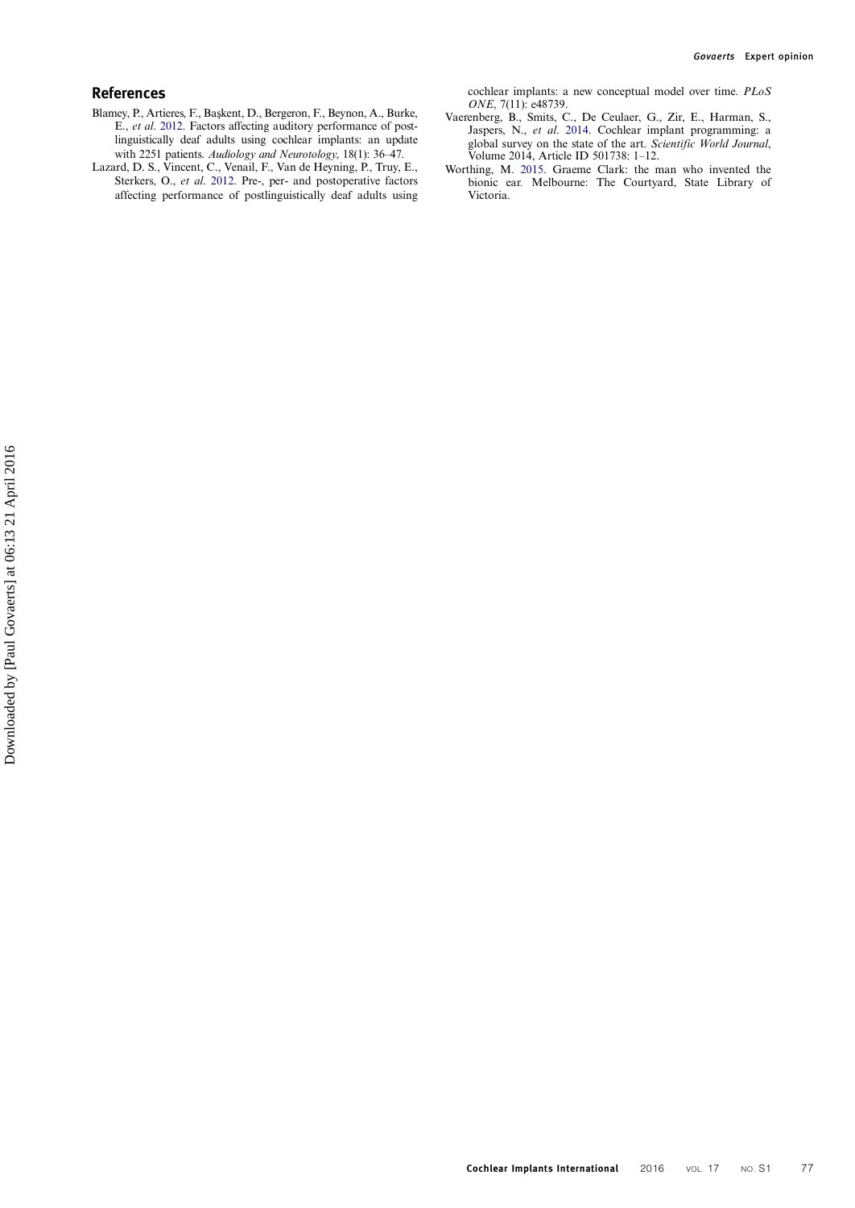## References

Blamey, P., Artieres, F., Başkent, D., Bergeron, F., Beynon, A., Burke, E., *et al*. 2012. Factors affecting auditory performance of postlinguistically deaf adults using cochlear implants: an update with 2251 patients. *Audiology and Neurotology*, 18(1): 36–47.

Lazard, D. S., Vincent, C., Venail, F., Van de Heyning, P., Truy, E., Sterkers, O., *et al*. 2012. Pre-, per- and postoperative factors affecting performance of postlinguistically deaf adults using cochlear implants: a new conceptual model over time. *PLoS ONE*, 7(11): e48739.

Vaerenberg, B., Smits, C., De Ceulaer, G., Zir, E., Harman, S., Jaspers, N., *et al*. 2014. Cochlear implant programming: a global survey on the state of the art. *Scientific World Journal*, Volume 2014, Article ID 501738: 1–12.

Worthing, M. 2015. Graeme Clark: the man who invented the bionic ear. Melbourne: The Courtyard, State Library of Victoria.